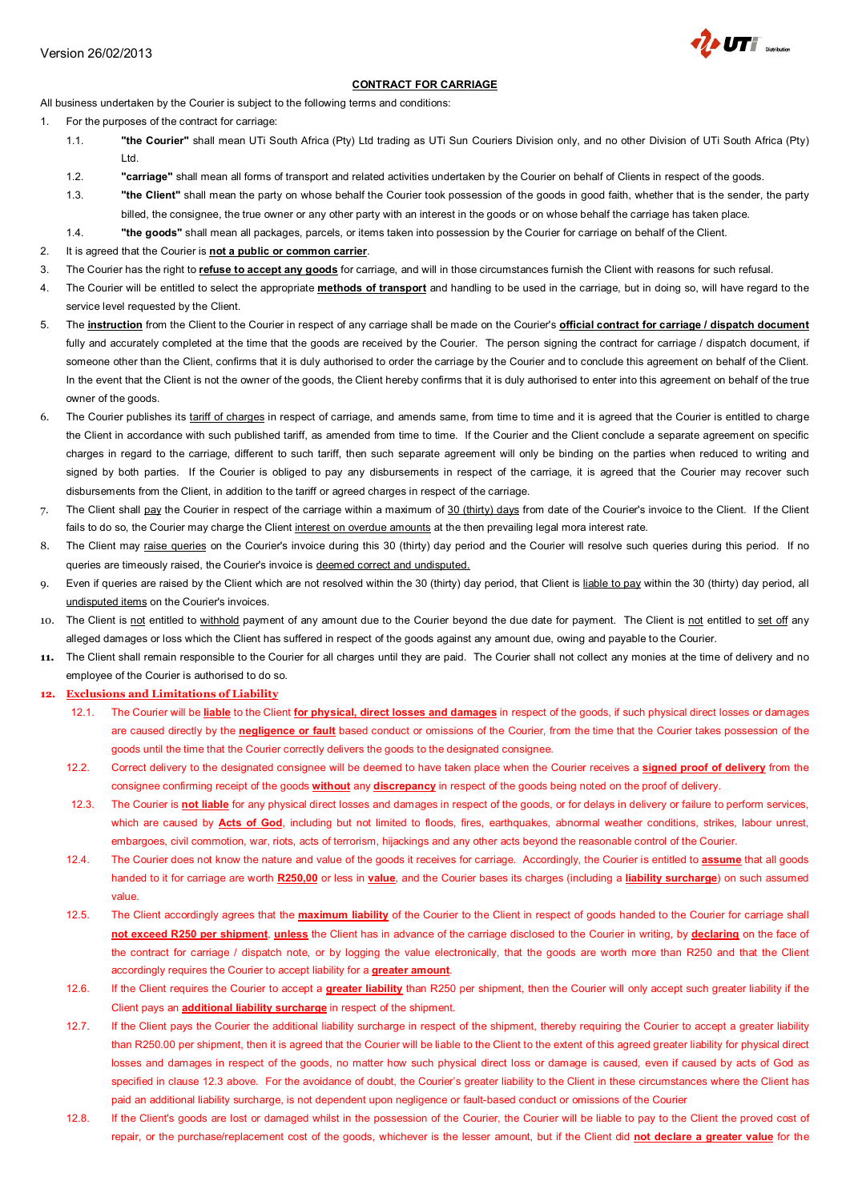Version 26/02/2013

**CONTRACT FOR CARRIAGE**

All business undertaken by the Courier is subject to the following terms and conditions:

1. For the purposes of the contract for carriage:
   1.1. **"the Courier"** shall mean UTi South Africa (Pty) Ltd trading as UTi Sun Couriers Division only, and no other Division of UTi South Africa (Pty) Ltd.
   1.2. **"carriage"** shall mean all forms of transport and related activities undertaken by the Courier on behalf of Clients in respect of the goods.
   1.3. **"the Client"** shall mean the party on whose behalf the Courier took possession of the goods in good faith, whether that is the sender, the party billed, the consignee, the true owner or any other party with an interest in the goods or on whose behalf the carriage has taken place.
   1.4. **"the goods"** shall mean all packages, parcels, or items taken into possession by the Courier for carriage on behalf of the Client.
2. It is agreed that the Courier is **not a public or common carrier**.
3. The Courier has the right to **refuse to accept any goods** for carriage, and will in those circumstances furnish the Client with reasons for such refusal.
4. The Courier will be entitled to select the appropriate **methods of transport** and handling to be used in the carriage, but in doing so, will have regard to the service level requested by the Client.
5. The **instruction** from the Client to the Courier in respect of any carriage shall be made on the Courier's **official contract for carriage / dispatch document** fully and accurately completed at the time that the goods are received by the Courier. The person signing the contract for carriage / dispatch document, if someone other than the Client, confirms that it is duly authorised to order the carriage by the Courier and to conclude this agreement on behalf of the Client. In the event that the Client is not the owner of the goods, the Client hereby confirms that it is duly authorised to enter into this agreement on behalf of the true owner of the goods.
6. The Courier publishes its tariff of charges in respect of carriage, and amends same, from time to time and it is agreed that the Courier is entitled to charge the Client in accordance with such published tariff, as amended from time to time. If the Courier and the Client conclude a separate agreement on specific charges in regard to the carriage, different to such tariff, then such separate agreement will only be binding on the parties when reduced to writing and signed by both parties. If the Courier is obliged to pay any disbursements in respect of the carriage, it is agreed that the Courier may recover such disbursements from the Client, in addition to the tariff or agreed charges in respect of the carriage.
7. The Client shall pay the Courier in respect of the carriage within a maximum of 30 (thirty) days from date of the Courier's invoice to the Client. If the Client fails to do so, the Courier may charge the Client interest on overdue amounts at the then prevailing legal mora interest rate.
8. The Client may raise queries on the Courier's invoice during this 30 (thirty) day period and the Courier will resolve such queries during this period. If no queries are timeously raised, the Courier's invoice is deemed correct and undisputed.
9. Even if queries are raised by the Client which are not resolved within the 30 (thirty) day period, that Client is liable to pay within the 30 (thirty) day period, all undisputed items on the Courier's invoices.
10. The Client is not entitled to withhold payment of any amount due to the Courier beyond the due date for payment. The Client is not entitled to set off any alleged damages or loss which the Client has suffered in respect of the goods against any amount due, owing and payable to the Courier.
11. The Client shall remain responsible to the Courier for all charges until they are paid. The Courier shall not collect any monies at the time of delivery and no employee of the Courier is authorised to do so.
12. **Exclusions and Limitations of Liability**
    12.1. The Courier will be **liable** to the Client **for physical, direct losses and damages** in respect of the goods, if such physical direct losses or damages are caused directly by the **negligence or fault** based conduct or omissions of the Courier, from the time that the Courier takes possession of the goods until the time that the Courier correctly delivers the goods to the designated consignee.
    12.2. Correct delivery to the designated consignee will be deemed to have taken place when the Courier receives a **signed proof of delivery** from the consignee confirming receipt of the goods **without** any **discrepancy** in respect of the goods being noted on the proof of delivery.
    12.3. The Courier is **not liable** for any physical direct losses and damages in respect of the goods, or for delays in delivery or failure to perform services, which are caused by **Acts of God**, including but not limited to floods, fires, earthquakes, abnormal weather conditions, strikes, labour unrest, embargoes, civil commotion, war, riots, acts of terrorism, hijackings and any other acts beyond the reasonable control of the Courier.
    12.4. The Courier does not know the nature and value of the goods it receives for carriage. Accordingly, the Courier is entitled to **assume** that all goods handed to it for carriage are worth **R250,00** or less in **value**, and the Courier bases its charges (including a **liability surcharge**) on such assumed value.
    12.5. The Client accordingly agrees that the **maximum liability** of the Courier to the Client in respect of goods handed to the Courier for carriage shall **not exceed R250 per shipment**, **unless** the Client has in advance of the carriage disclosed to the Courier in writing, by **declaring** on the face of the contract for carriage / dispatch note, or by logging the value electronically, that the goods are worth more than R250 and that the Client accordingly requires the Courier to accept liability for a **greater amount**.
    12.6. If the Client requires the Courier to accept a **greater liability** than R250 per shipment, then the Courier will only accept such greater liability if the Client pays an **additional liability surcharge** in respect of the shipment.
    12.7. If the Client pays the Courier the additional liability surcharge in respect of the shipment, thereby requiring the Courier to accept a greater liability than R250.00 per shipment, then it is agreed that the Courier will be liable to the Client to the extent of this agreed greater liability for physical direct losses and damages in respect of the goods, no matter how such physical direct loss or damage is caused, even if caused by acts of God as specified in clause 12.3 above. For the avoidance of doubt, the Courier's greater liability to the Client in these circumstances where the Client has paid an additional liability surcharge, is not dependent upon negligence or fault-based conduct or omissions of the Courier
    12.8. If the Client's goods are lost or damaged whilst in the possession of the Courier, the Courier will be liable to pay to the Client the proved cost of repair, or the purchase/replacement cost of the goods, whichever is the lesser amount, but if the Client did **not declare a greater value** for the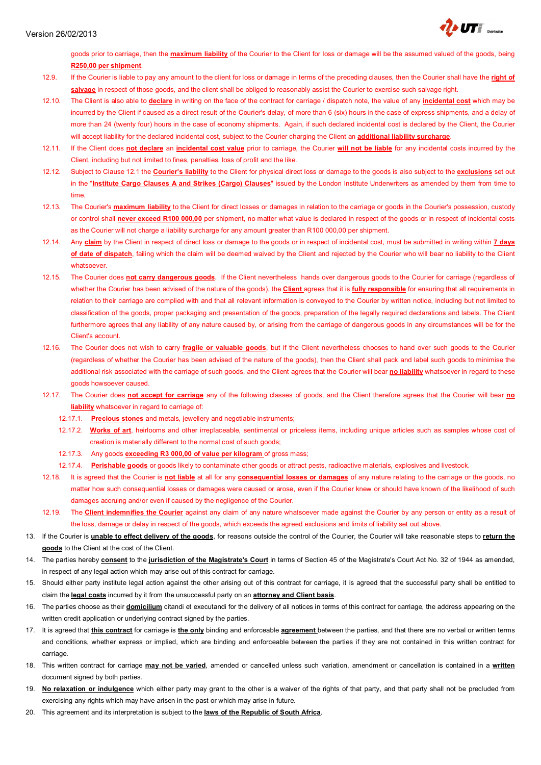goods prior to carriage, then the **maximum liability** of the Courier to the Client for loss or damage will be the assumed valued of the goods, being **R250,00 per shipment**.

12.9. If the Courier is liable to pay any amount to the client for loss or damage in terms of the preceding clauses, then the Courier shall have the **right of salvage** in respect of those goods, and the client shall be obliged to reasonably assist the Courier to exercise such salvage right.

12.10. The Client is also able to **declare** in writing on the face of the contract for carriage / dispatch note, the value of any **incidental cost** which may be incurred by the Client if caused as a direct result of the Courier's delay, of more than 6 (six) hours in the case of express shipments, and a delay of more than 24 (twenty four) hours in the case of economy shipments. Again, if such declared incidental cost is declared by the Client, the Courier will accept liability for the declared incidental cost, subject to the Courier charging the Client an **additional liability surcharge**.

12.11. If the Client does **not declare** an **incidental cost value** prior to carriage, the Courier **will not be liable** for any incidental costs incurred by the Client, including but not limited to fines, penalties, loss of profit and the like.

12.12. Subject to Clause 12.1 the **Courier's liability** to the Client for physical direct loss or damage to the goods is also subject to the **exclusions** set out in the "**Institute Cargo Clauses A and Strikes (Cargo) Clauses**" issued by the London Institute Underwriters as amended by them from time to time.

12.13. The Courier's **maximum liability** to the Client for direct losses or damages in relation to the carriage or goods in the Courier's possession, custody or control shall **never exceed R100 000,00** per shipment, no matter what value is declared in respect of the goods or in respect of incidental costs as the Courier will not charge a liability surcharge for any amount greater than R100 000,00 per shipment.

12.14. Any **claim** by the Client in respect of direct loss or damage to the goods or in respect of incidental cost, must be submitted in writing within **7 days of date of dispatch**, failing which the claim will be deemed waived by the Client and rejected by the Courier who will bear no liability to the Client whatsoever.

12.15. The Courier does **not carry dangerous goods**. If the Client nevertheless hands over dangerous goods to the Courier for carriage (regardless of whether the Courier has been advised of the nature of the goods), the **Client** agrees that it is **fully responsible** for ensuring that all requirements in relation to their carriage are complied with and that all relevant information is conveyed to the Courier by written notice, including but not limited to classification of the goods, proper packaging and presentation of the goods, preparation of the legally required declarations and labels. The Client furthermore agrees that any liability of any nature caused by, or arising from the carriage of dangerous goods in any circumstances will be for the Client's account.

12.16. The Courier does not wish to carry **fragile or valuable goods**, but if the Client nevertheless chooses to hand over such goods to the Courier (regardless of whether the Courier has been advised of the nature of the goods), then the Client shall pack and label such goods to minimise the additional risk associated with the carriage of such goods, and the Client agrees that the Courier will bear **no liability** whatsoever in regard to these goods howsoever caused.

12.17. The Courier does **not accept for carriage** any of the following classes of goods, and the Client therefore agrees that the Courier will bear **no liability** whatsoever in regard to carriage of:

12.17.1. **Precious stones** and metals, jewellery and negotiable instruments;

12.17.2. **Works of art**, heirlooms and other irreplaceable, sentimental or priceless items, including unique articles such as samples whose cost of creation is materially different to the normal cost of such goods;

12.17.3. Any goods **exceeding R3 000,00 of value per kilogram** of gross mass;

12.17.4. **Perishable goods** or goods likely to contaminate other goods or attract pests, radioactive materials, explosives and livestock.

12.18. It is agreed that the Courier is **not liable** at all for any **consequential losses or damages** of any nature relating to the carriage or the goods, no matter how such consequential losses or damages were caused or arose, even if the Courier knew or should have known of the likelihood of such damages accruing and/or even if caused by the negligence of the Courier.

12.19. The **Client indemnifies the Courier** against any claim of any nature whatsoever made against the Courier by any person or entity as a result of the loss, damage or delay in respect of the goods, which exceeds the agreed exclusions and limits of liability set out above.

13. If the Courier is **unable to effect delivery of the goods**, for reasons outside the control of the Courier, the Courier will take reasonable steps to **return the goods** to the Client at the cost of the Client.

14. The parties hereby **consent** to the **jurisdiction of the Magistrate's Court** in terms of Section 45 of the Magistrate's Court Act No. 32 of 1944 as amended, in respect of any legal action which may arise out of this contract for carriage.

15. Should either party institute legal action against the other arising out of this contract for carriage, it is agreed that the successful party shall be entitled to claim the **legal costs** incurred by it from the unsuccessful party on an **attorney and Client basis**.

16. The parties choose as their **domicilium** citandi et executandi for the delivery of all notices in terms of this contract for carriage, the address appearing on the written credit application or underlying contract signed by the parties.

17. It is agreed that **this contract** for carriage is **the only** binding and enforceable **agreement** between the parties, and that there are no verbal or written terms and conditions, whether express or implied, which are binding and enforceable between the parties if they are not contained in this written contract for carriage.

18. This written contract for carriage **may not be varied**, amended or cancelled unless such variation, amendment or cancellation is contained in a **written** document signed by both parties.

19. **No relaxation or indulgence** which either party may grant to the other is a waiver of the rights of that party, and that party shall not be precluded from exercising any rights which may have arisen in the past or which may arise in future.

20. This agreement and its interpretation is subject to the **laws of the Republic of South Africa**.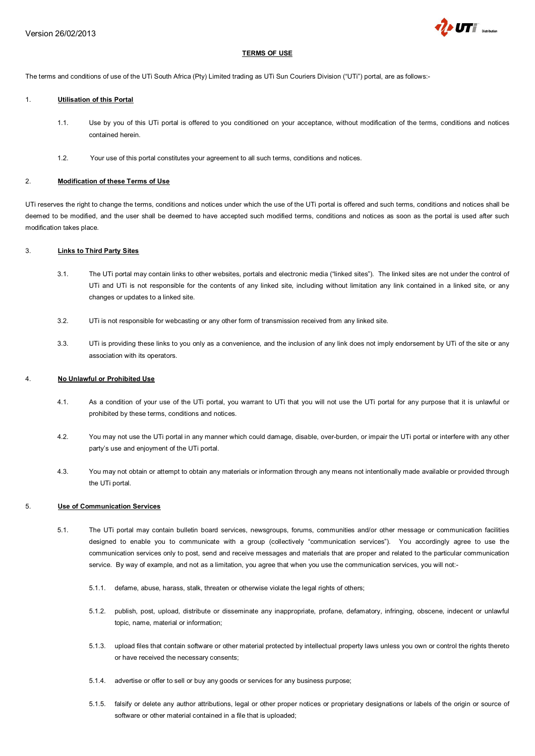Version 26/02/2013

# TERMS OF USE

The terms and conditions of use of the UTi South Africa (Pty) Limited trading as UTi Sun Couriers Division ("UTi") portal, are as follows:-

## 1. Utilisation of this Portal

1.1. Use by you of this UTi portal is offered to you conditioned on your acceptance, without modification of the terms, conditions and notices contained herein.

1.2. Your use of this portal constitutes your agreement to all such terms, conditions and notices.

## 2. Modification of these Terms of Use

UTi reserves the right to change the terms, conditions and notices under which the use of the UTi portal is offered and such terms, conditions and notices shall be deemed to be modified, and the user shall be deemed to have accepted such modified terms, conditions and notices as soon as the portal is used after such modification takes place.

## 3. Links to Third Party Sites

3.1. The UTi portal may contain links to other websites, portals and electronic media ("linked sites"). The linked sites are not under the control of UTi and UTi is not responsible for the contents of any linked site, including without limitation any link contained in a linked site, or any changes or updates to a linked site.

3.2. UTi is not responsible for webcasting or any other form of transmission received from any linked site.

3.3. UTi is providing these links to you only as a convenience, and the inclusion of any link does not imply endorsement by UTi of the site or any association with its operators.

## 4. No Unlawful or Prohibited Use

4.1. As a condition of your use of the UTi portal, you warrant to UTi that you will not use the UTi portal for any purpose that it is unlawful or prohibited by these terms, conditions and notices.

4.2. You may not use the UTi portal in any manner which could damage, disable, over-burden, or impair the UTi portal or interfere with any other party's use and enjoyment of the UTi portal.

4.3. You may not obtain or attempt to obtain any materials or information through any means not intentionally made available or provided through the UTi portal.

## 5. Use of Communication Services

5.1. The UTi portal may contain bulletin board services, newsgroups, forums, communities and/or other message or communication facilities designed to enable you to communicate with a group (collectively "communication services"). You accordingly agree to use the communication services only to post, send and receive messages and materials that are proper and related to the particular communication service. By way of example, and not as a limitation, you agree that when you use the communication services, you will not:-

5.1.1. defame, abuse, harass, stalk, threaten or otherwise violate the legal rights of others;

5.1.2. publish, post, upload, distribute or disseminate any inappropriate, profane, defamatory, infringing, obscene, indecent or unlawful topic, name, material or information;

5.1.3. upload files that contain software or other material protected by intellectual property laws unless you own or control the rights thereto or have received the necessary consents;

5.1.4. advertise or offer to sell or buy any goods or services for any business purpose;

5.1.5. falsify or delete any author attributions, legal or other proper notices or proprietary designations or labels of the origin or source of software or other material contained in a file that is uploaded;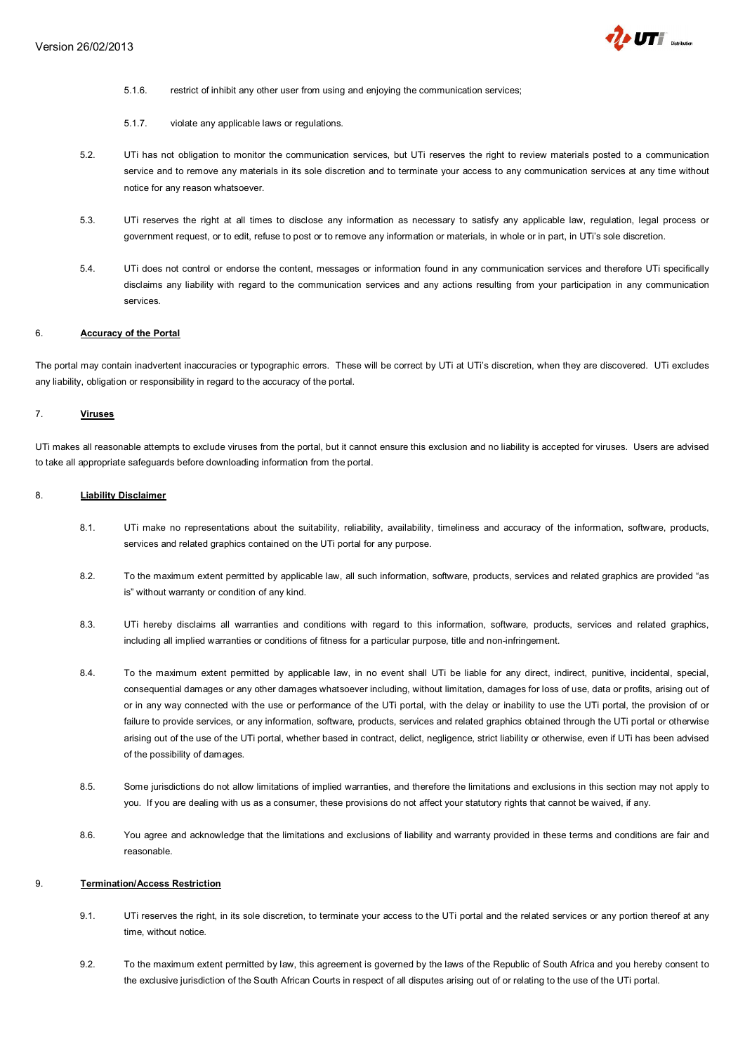5.1.6. restrict of inhibit any other user from using and enjoying the communication services;

5.1.7. violate any applicable laws or regulations.

5.2. UTi has not obligation to monitor the communication services, but UTi reserves the right to review materials posted to a communication service and to remove any materials in its sole discretion and to terminate your access to any communication services at any time without notice for any reason whatsoever.

5.3. UTi reserves the right at all times to disclose any information as necessary to satisfy any applicable law, regulation, legal process or government request, or to edit, refuse to post or to remove any information or materials, in whole or in part, in UTi's sole discretion.

5.4. UTi does not control or endorse the content, messages or information found in any communication services and therefore UTi specifically disclaims any liability with regard to the communication services and any actions resulting from your participation in any communication services.

6. **Accuracy of the Portal**

The portal may contain inadvertent inaccuracies or typographic errors. These will be correct by UTi at UTi's discretion, when they are discovered. UTi excludes any liability, obligation or responsibility in regard to the accuracy of the portal.

7. **Viruses**

UTi makes all reasonable attempts to exclude viruses from the portal, but it cannot ensure this exclusion and no liability is accepted for viruses. Users are advised to take all appropriate safeguards before downloading information from the portal.

8. **Liability Disclaimer**

8.1. UTi make no representations about the suitability, reliability, availability, timeliness and accuracy of the information, software, products, services and related graphics contained on the UTi portal for any purpose.

8.2. To the maximum extent permitted by applicable law, all such information, software, products, services and related graphics are provided "as is" without warranty or condition of any kind.

8.3. UTi hereby disclaims all warranties and conditions with regard to this information, software, products, services and related graphics, including all implied warranties or conditions of fitness for a particular purpose, title and non-infringement.

8.4. To the maximum extent permitted by applicable law, in no event shall UTi be liable for any direct, indirect, punitive, incidental, special, consequential damages or any other damages whatsoever including, without limitation, damages for loss of use, data or profits, arising out of or in any way connected with the use or performance of the UTi portal, with the delay or inability to use the UTi portal, the provision of or failure to provide services, or any information, software, products, services and related graphics obtained through the UTi portal or otherwise arising out of the use of the UTi portal, whether based in contract, delict, negligence, strict liability or otherwise, even if UTi has been advised of the possibility of damages.

8.5. Some jurisdictions do not allow limitations of implied warranties, and therefore the limitations and exclusions in this section may not apply to you. If you are dealing with us as a consumer, these provisions do not affect your statutory rights that cannot be waived, if any.

8.6. You agree and acknowledge that the limitations and exclusions of liability and warranty provided in these terms and conditions are fair and reasonable.

9. **Termination/Access Restriction**

9.1. UTi reserves the right, in its sole discretion, to terminate your access to the UTi portal and the related services or any portion thereof at any time, without notice.

9.2. To the maximum extent permitted by law, this agreement is governed by the laws of the Republic of South Africa and you hereby consent to the exclusive jurisdiction of the South African Courts in respect of all disputes arising out of or relating to the use of the UTi portal.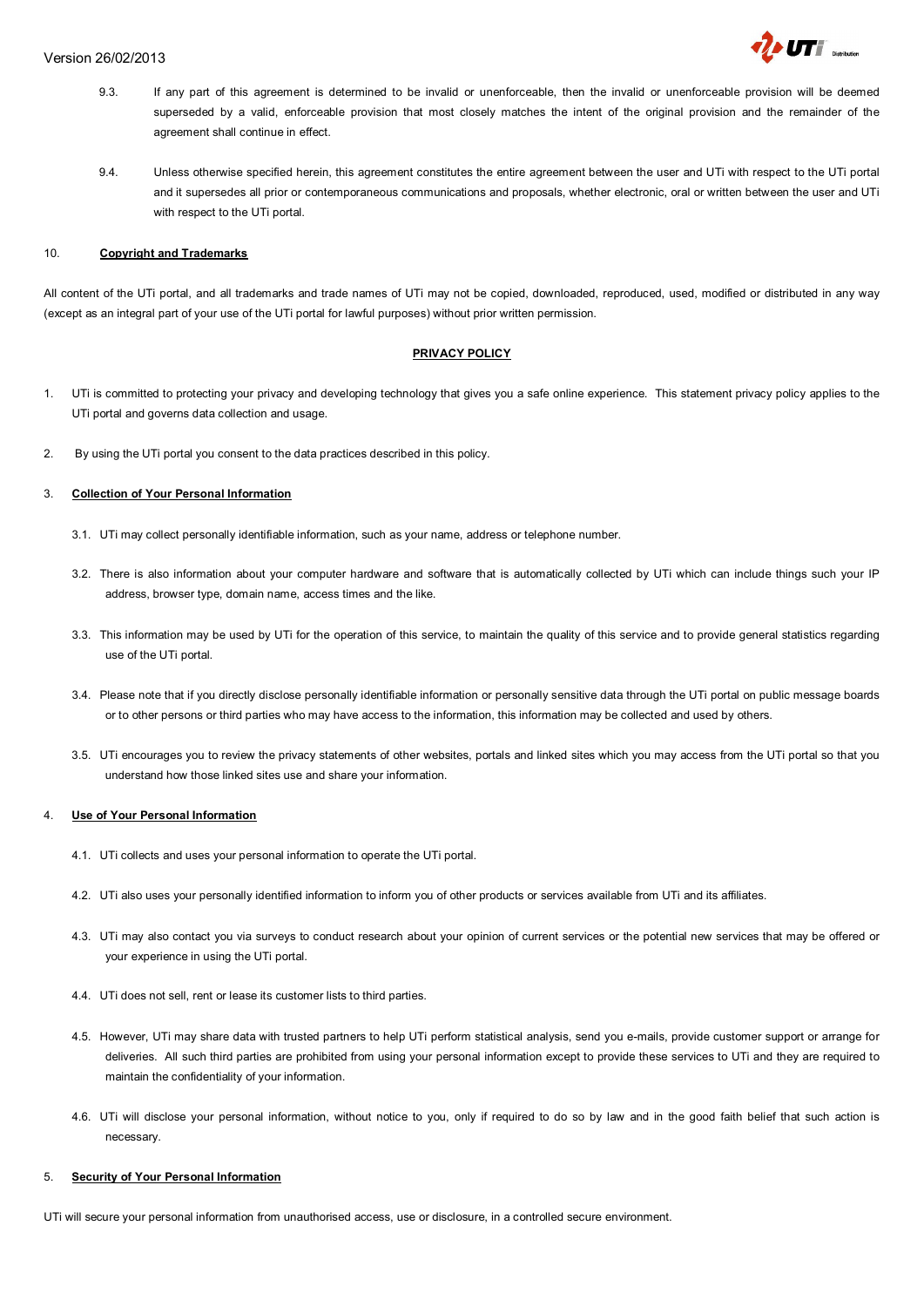9.3. If any part of this agreement is determined to be invalid or unenforceable, then the invalid or unenforceable provision will be deemed superseded by a valid, enforceable provision that most closely matches the intent of the original provision and the remainder of the agreement shall continue in effect.

9.4. Unless otherwise specified herein, this agreement constitutes the entire agreement between the user and UTi with respect to the UTi portal and it supersedes all prior or contemporaneous communications and proposals, whether electronic, oral or written between the user and UTi with respect to the UTi portal.

10. **<u>Copyright and Trademarks</u>**

All content of the UTi portal, and all trademarks and trade names of UTi may not be copied, downloaded, reproduced, used, modified or distributed in any way (except as an integral part of your use of the UTi portal for lawful purposes) without prior written permission.

## <u>PRIVACY POLICY</u>

1. UTi is committed to protecting your privacy and developing technology that gives you a safe online experience. This statement privacy policy applies to the UTi portal and governs data collection and usage.

2. By using the UTi portal you consent to the data practices described in this policy.

3. **<u>Collection of Your Personal Information</u>**

   3.1. UTi may collect personally identifiable information, such as your name, address or telephone number.

   3.2. There is also information about your computer hardware and software that is automatically collected by UTi which can include things such your IP address, browser type, domain name, access times and the like.

   3.3. This information may be used by UTi for the operation of this service, to maintain the quality of this service and to provide general statistics regarding use of the UTi portal.

   3.4. Please note that if you directly disclose personally identifiable information or personally sensitive data through the UTi portal on public message boards or to other persons or third parties who may have access to the information, this information may be collected and used by others.

   3.5. UTi encourages you to review the privacy statements of other websites, portals and linked sites which you may access from the UTi portal so that you understand how those linked sites use and share your information.

4. **<u>Use of Your Personal Information</u>**

   4.1. UTi collects and uses your personal information to operate the UTi portal.

   4.2. UTi also uses your personally identified information to inform you of other products or services available from UTi and its affiliates.

   4.3. UTi may also contact you via surveys to conduct research about your opinion of current services or the potential new services that may be offered or your experience in using the UTi portal.

   4.4. UTi does not sell, rent or lease its customer lists to third parties.

   4.5. However, UTi may share data with trusted partners to help UTi perform statistical analysis, send you e-mails, provide customer support or arrange for deliveries. All such third parties are prohibited from using your personal information except to provide these services to UTi and they are required to maintain the confidentiality of your information.

   4.6. UTi will disclose your personal information, without notice to you, only if required to do so by law and in the good faith belief that such action is necessary.

5. **<u>Security of Your Personal Information</u>**

UTi will secure your personal information from unauthorised access, use or disclosure, in a controlled secure environment.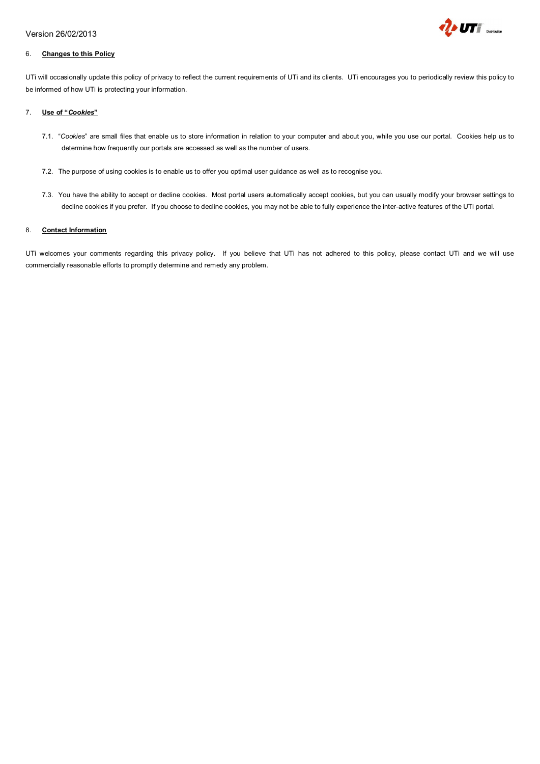## 6. Changes to this Policy

UTi will occasionally update this policy of privacy to reflect the current requirements of UTi and its clients. UTi encourages you to periodically review this policy to be informed of how UTi is protecting your information.

## 7. Use of "*Cookies*"

7.1. "*Cookies*" are small files that enable us to store information in relation to your computer and about you, while you use our portal. Cookies help us to determine how frequently our portals are accessed as well as the number of users.

7.2. The purpose of using cookies is to enable us to offer you optimal user guidance as well as to recognise you.

7.3. You have the ability to accept or decline cookies. Most portal users automatically accept cookies, but you can usually modify your browser settings to decline cookies if you prefer. If you choose to decline cookies, you may not be able to fully experience the inter-active features of the UTi portal.

## 8. Contact Information

UTi welcomes your comments regarding this privacy policy. If you believe that UTi has not adhered to this policy, please contact UTi and we will use commercially reasonable efforts to promptly determine and remedy any problem.